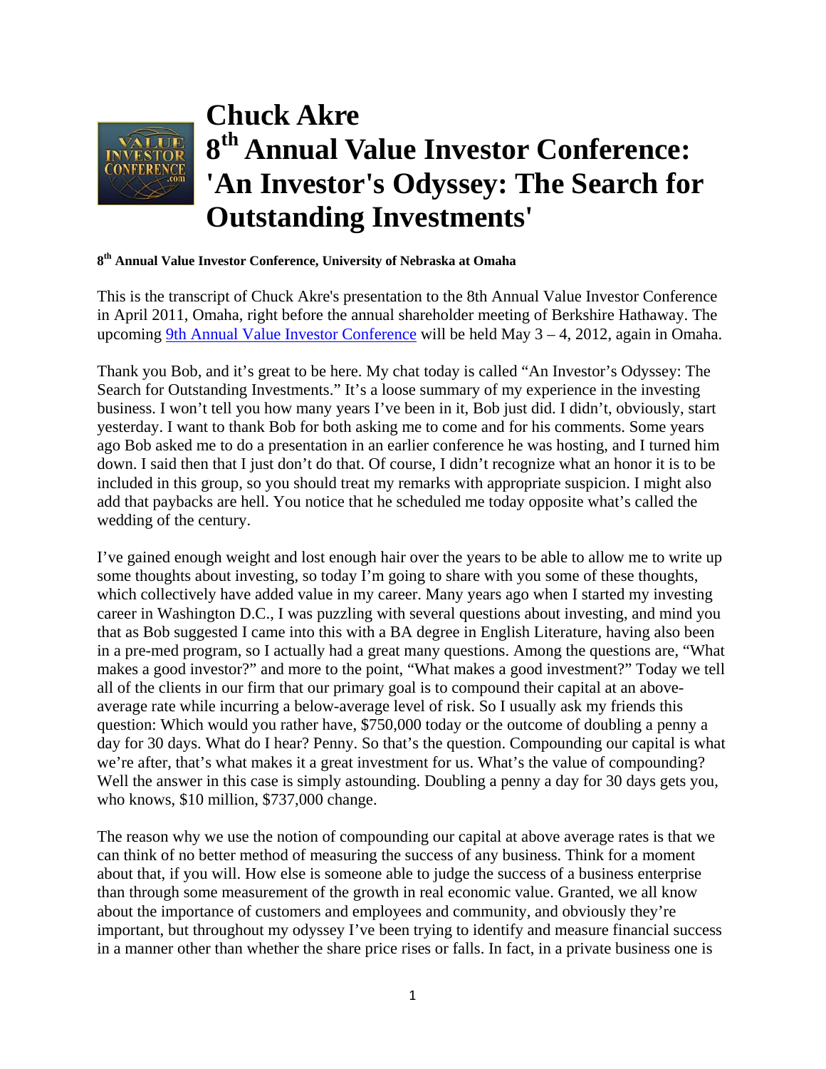# Chuck Akre

# 8th Annual Value Investor Conference: 'An Investor's Odyssey: The Search for Outstanding Investments'

**8th Annual Value Investor Conference, University of Nebraska at Omaha**

This is the transcript of Chuck Akre's presentation to the 8th Annual Value Investor Conference in April 2011, Omaha, right before the annual shareholder meeting of Berkshire Hathaway. The upcoming [9th Annual Value Investor Conference] will be held May 3 – 4, 2012, again in Omaha.

Thank you Bob, and it's great to be here. My chat today is called "An Investor's Odyssey: The Search for Outstanding Investments." It's a loose summary of my experience in the investing business. I won't tell you how many years I've been in it, Bob just did. I didn't, obviously, start yesterday. I want to thank Bob for both asking me to come and for his comments. Some years ago Bob asked me to do a presentation in an earlier conference he was hosting, and I turned him down. I said then that I just don't do that. Of course, I didn't recognize what an honor it is to be included in this group, so you should treat my remarks with appropriate suspicion. I might also add that paybacks are hell. You notice that he scheduled me today opposite what's called the wedding of the century.

I've gained enough weight and lost enough hair over the years to be able to allow me to write up some thoughts about investing, so today I'm going to share with you some of these thoughts, which collectively have added value in my career. Many years ago when I started my investing career in Washington D.C., I was puzzling with several questions about investing, and mind you that as Bob suggested I came into this with a BA degree in English Literature, having also been in a pre-med program, so I actually had a great many questions. Among the questions are, "What makes a good investor?" and more to the point, "What makes a good investment?" Today we tell all of the clients in our firm that our primary goal is to compound their capital at an above-average rate while incurring a below-average level of risk. So I usually ask my friends this question: Which would you rather have, $750,000 today or the outcome of doubling a penny a day for 30 days. What do I hear? Penny. So that's the question. Compounding our capital is what we're after, that's what makes it a great investment for us. What's the value of compounding? Well the answer in this case is simply astounding. Doubling a penny a day for 30 days gets you, who knows, $10 million, $737,000 change.

The reason why we use the notion of compounding our capital at above average rates is that we can think of no better method of measuring the success of any business. Think for a moment about that, if you will. How else is someone able to judge the success of a business enterprise than through some measurement of the growth in real economic value. Granted, we all know about the importance of customers and employees and community, and obviously they're important, but throughout my odyssey I've been trying to identify and measure financial success in a manner other than whether the share price rises or falls. In fact, in a private business one is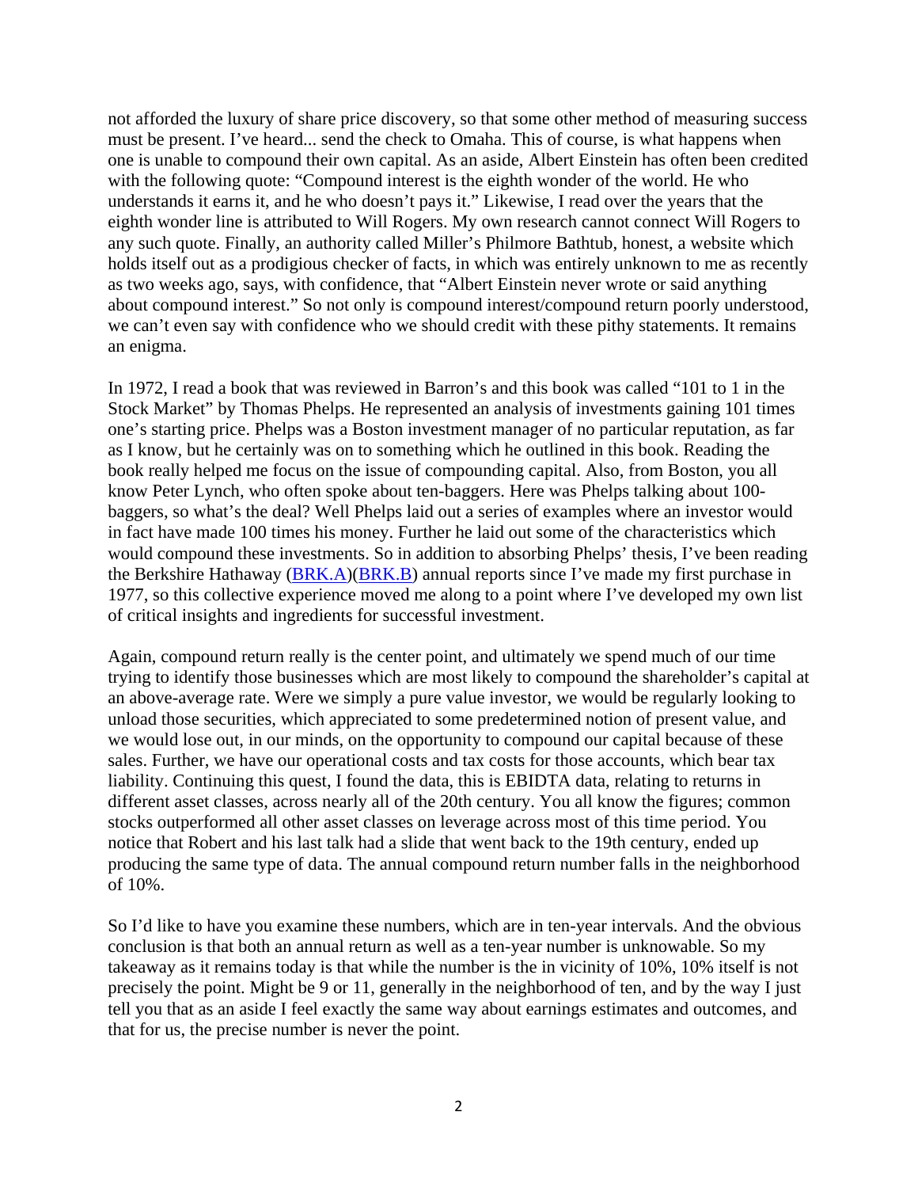not afforded the luxury of share price discovery, so that some other method of measuring success must be present. I've heard... send the check to Omaha. This of course, is what happens when one is unable to compound their own capital. As an aside, Albert Einstein has often been credited with the following quote: "Compound interest is the eighth wonder of the world. He who understands it earns it, and he who doesn't pays it." Likewise, I read over the years that the eighth wonder line is attributed to Will Rogers. My own research cannot connect Will Rogers to any such quote. Finally, an authority called Miller's Philmore Bathtub, honest, a website which holds itself out as a prodigious checker of facts, in which was entirely unknown to me as recently as two weeks ago, says, with confidence, that "Albert Einstein never wrote or said anything about compound interest." So not only is compound interest/compound return poorly understood, we can't even say with confidence who we should credit with these pithy statements. It remains an enigma.

In 1972, I read a book that was reviewed in Barron's and this book was called "101 to 1 in the Stock Market" by Thomas Phelps. He represented an analysis of investments gaining 101 times one's starting price. Phelps was a Boston investment manager of no particular reputation, as far as I know, but he certainly was on to something which he outlined in this book. Reading the book really helped me focus on the issue of compounding capital. Also, from Boston, you all know Peter Lynch, who often spoke about ten-baggers. Here was Phelps talking about 100-baggers, so what's the deal? Well Phelps laid out a series of examples where an investor would in fact have made 100 times his money. Further he laid out some of the characteristics which would compound these investments. So in addition to absorbing Phelps' thesis, I've been reading the Berkshire Hathaway ([BRK.A](BRK.A))([BRK.B](BRK.B)) annual reports since I've made my first purchase in 1977, so this collective experience moved me along to a point where I've developed my own list of critical insights and ingredients for successful investment.

Again, compound return really is the center point, and ultimately we spend much of our time trying to identify those businesses which are most likely to compound the shareholder's capital at an above-average rate. Were we simply a pure value investor, we would be regularly looking to unload those securities, which appreciated to some predetermined notion of present value, and we would lose out, in our minds, on the opportunity to compound our capital because of these sales. Further, we have our operational costs and tax costs for those accounts, which bear tax liability. Continuing this quest, I found the data, this is EBIDTA data, relating to returns in different asset classes, across nearly all of the 20th century. You all know the figures; common stocks outperformed all other asset classes on leverage across most of this time period. You notice that Robert and his last talk had a slide that went back to the 19th century, ended up producing the same type of data. The annual compound return number falls in the neighborhood of 10%.

So I'd like to have you examine these numbers, which are in ten-year intervals. And the obvious conclusion is that both an annual return as well as a ten-year number is unknowable. So my takeaway as it remains today is that while the number is the in vicinity of 10%, 10% itself is not precisely the point. Might be 9 or 11, generally in the neighborhood of ten, and by the way I just tell you that as an aside I feel exactly the same way about earnings estimates and outcomes, and that for us, the precise number is never the point.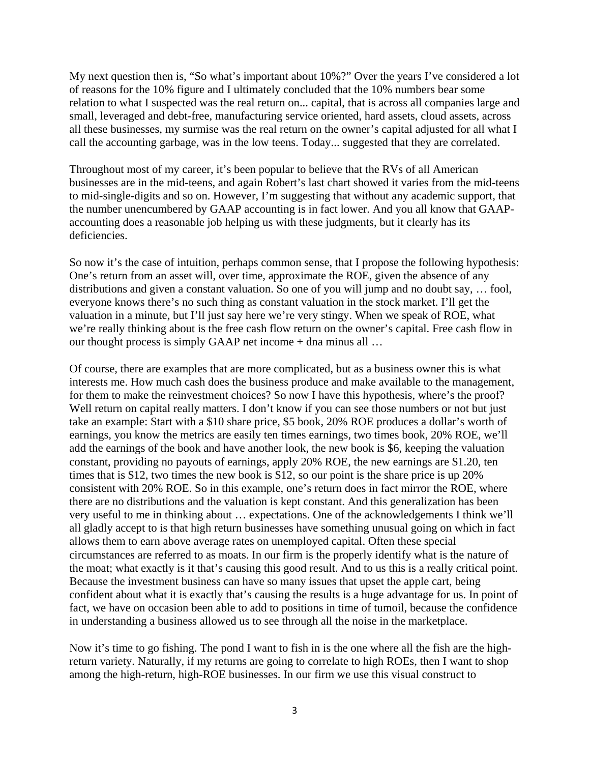My next question then is, "So what's important about 10%?" Over the years I've considered a lot of reasons for the 10% figure and I ultimately concluded that the 10% numbers bear some relation to what I suspected was the real return on... capital, that is across all companies large and small, leveraged and debt-free, manufacturing service oriented, hard assets, cloud assets, across all these businesses, my surmise was the real return on the owner's capital adjusted for all what I call the accounting garbage, was in the low teens. Today... suggested that they are correlated.

Throughout most of my career, it's been popular to believe that the RVs of all American businesses are in the mid-teens, and again Robert's last chart showed it varies from the mid-teens to mid-single-digits and so on. However, I'm suggesting that without any academic support, that the number unencumbered by GAAP accounting is in fact lower. And you all know that GAAP-accounting does a reasonable job helping us with these judgments, but it clearly has its deficiencies.

So now it's the case of intuition, perhaps common sense, that I propose the following hypothesis: One's return from an asset will, over time, approximate the ROE, given the absence of any distributions and given a constant valuation. So one of you will jump and no doubt say, … fool, everyone knows there's no such thing as constant valuation in the stock market. I'll get the valuation in a minute, but I'll just say here we're very stingy. When we speak of ROE, what we're really thinking about is the free cash flow return on the owner's capital. Free cash flow in our thought process is simply GAAP net income + dna minus all …

Of course, there are examples that are more complicated, but as a business owner this is what interests me. How much cash does the business produce and make available to the management, for them to make the reinvestment choices? So now I have this hypothesis, where's the proof? Well return on capital really matters. I don't know if you can see those numbers or not but just take an example: Start with a $10 share price, $5 book, 20% ROE produces a dollar's worth of earnings, you know the metrics are easily ten times earnings, two times book, 20% ROE, we'll add the earnings of the book and have another look, the new book is $6, keeping the valuation constant, providing no payouts of earnings, apply 20% ROE, the new earnings are $1.20, ten times that is $12, two times the new book is $12, so our point is the share price is up 20% consistent with 20% ROE. So in this example, one's return does in fact mirror the ROE, where there are no distributions and the valuation is kept constant. And this generalization has been very useful to me in thinking about … expectations. One of the acknowledgements I think we'll all gladly accept to is that high return businesses have something unusual going on which in fact allows them to earn above average rates on unemployed capital. Often these special circumstances are referred to as moats. In our firm is the properly identify what is the nature of the moat; what exactly is it that's causing this good result. And to us this is a really critical point. Because the investment business can have so many issues that upset the apple cart, being confident about what it is exactly that's causing the results is a huge advantage for us. In point of fact, we have on occasion been able to add to positions in time of tumoil, because the confidence in understanding a business allowed us to see through all the noise in the marketplace.

Now it's time to go fishing. The pond I want to fish in is the one where all the fish are the high-return variety. Naturally, if my returns are going to correlate to high ROEs, then I want to shop among the high-return, high-ROE businesses. In our firm we use this visual construct to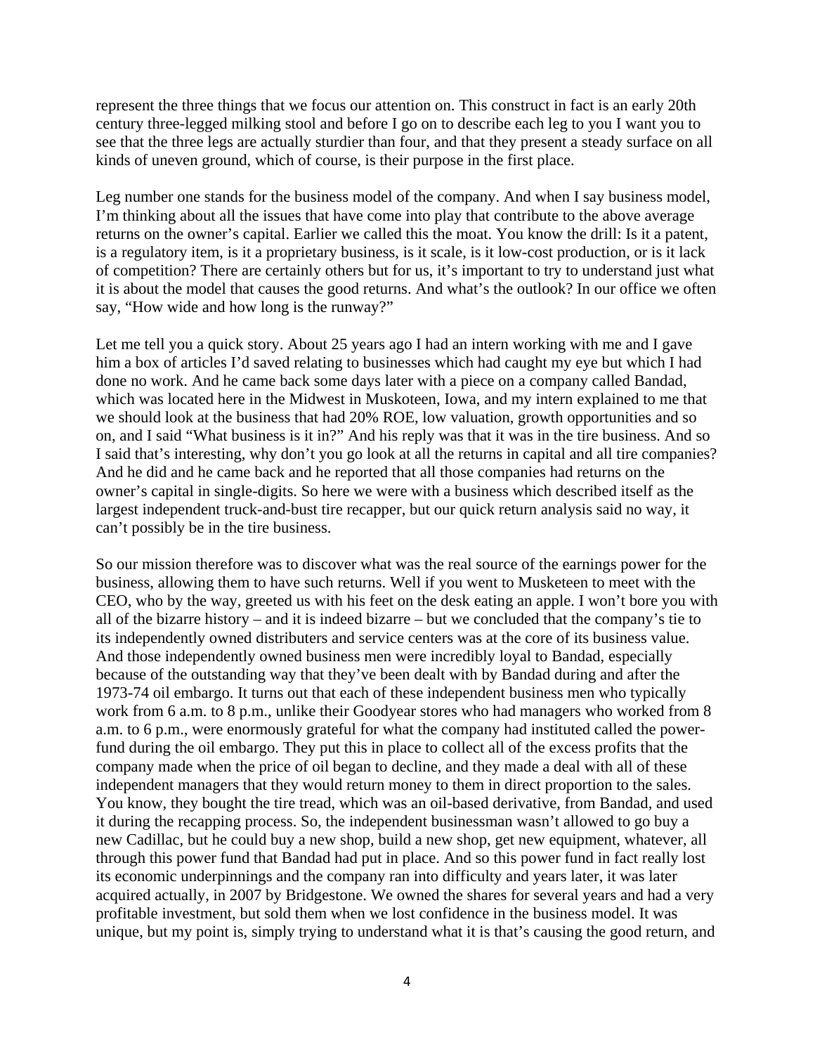represent the three things that we focus our attention on. This construct in fact is an early 20th century three-legged milking stool and before I go on to describe each leg to you I want you to see that the three legs are actually sturdier than four, and that they present a steady surface on all kinds of uneven ground, which of course, is their purpose in the first place.

Leg number one stands for the business model of the company. And when I say business model, I'm thinking about all the issues that have come into play that contribute to the above average returns on the owner's capital. Earlier we called this the moat. You know the drill: Is it a patent, is a regulatory item, is it a proprietary business, is it scale, is it low-cost production, or is it lack of competition? There are certainly others but for us, it's important to try to understand just what it is about the model that causes the good returns. And what's the outlook? In our office we often say, "How wide and how long is the runway?"

Let me tell you a quick story. About 25 years ago I had an intern working with me and I gave him a box of articles I'd saved relating to businesses which had caught my eye but which I had done no work. And he came back some days later with a piece on a company called Bandad, which was located here in the Midwest in Muskoteen, Iowa, and my intern explained to me that we should look at the business that had 20% ROE, low valuation, growth opportunities and so on, and I said "What business is it in?" And his reply was that it was in the tire business. And so I said that's interesting, why don't you go look at all the returns in capital and all tire companies? And he did and he came back and he reported that all those companies had returns on the owner's capital in single-digits. So here we were with a business which described itself as the largest independent truck-and-bust tire recapper, but our quick return analysis said no way, it can't possibly be in the tire business.

So our mission therefore was to discover what was the real source of the earnings power for the business, allowing them to have such returns. Well if you went to Musketeen to meet with the CEO, who by the way, greeted us with his feet on the desk eating an apple. I won't bore you with all of the bizarre history – and it is indeed bizarre – but we concluded that the company's tie to its independently owned distributers and service centers was at the core of its business value. And those independently owned business men were incredibly loyal to Bandad, especially because of the outstanding way that they've been dealt with by Bandad during and after the 1973-74 oil embargo. It turns out that each of these independent business men who typically work from 6 a.m. to 8 p.m., unlike their Goodyear stores who had managers who worked from 8 a.m. to 6 p.m., were enormously grateful for what the company had instituted called the power-fund during the oil embargo. They put this in place to collect all of the excess profits that the company made when the price of oil began to decline, and they made a deal with all of these independent managers that they would return money to them in direct proportion to the sales. You know, they bought the tire tread, which was an oil-based derivative, from Bandad, and used it during the recapping process. So, the independent businessman wasn't allowed to go buy a new Cadillac, but he could buy a new shop, build a new shop, get new equipment, whatever, all through this power fund that Bandad had put in place. And so this power fund in fact really lost its economic underpinnings and the company ran into difficulty and years later, it was later acquired actually, in 2007 by Bridgestone. We owned the shares for several years and had a very profitable investment, but sold them when we lost confidence in the business model. It was unique, but my point is, simply trying to understand what it is that's causing the good return, and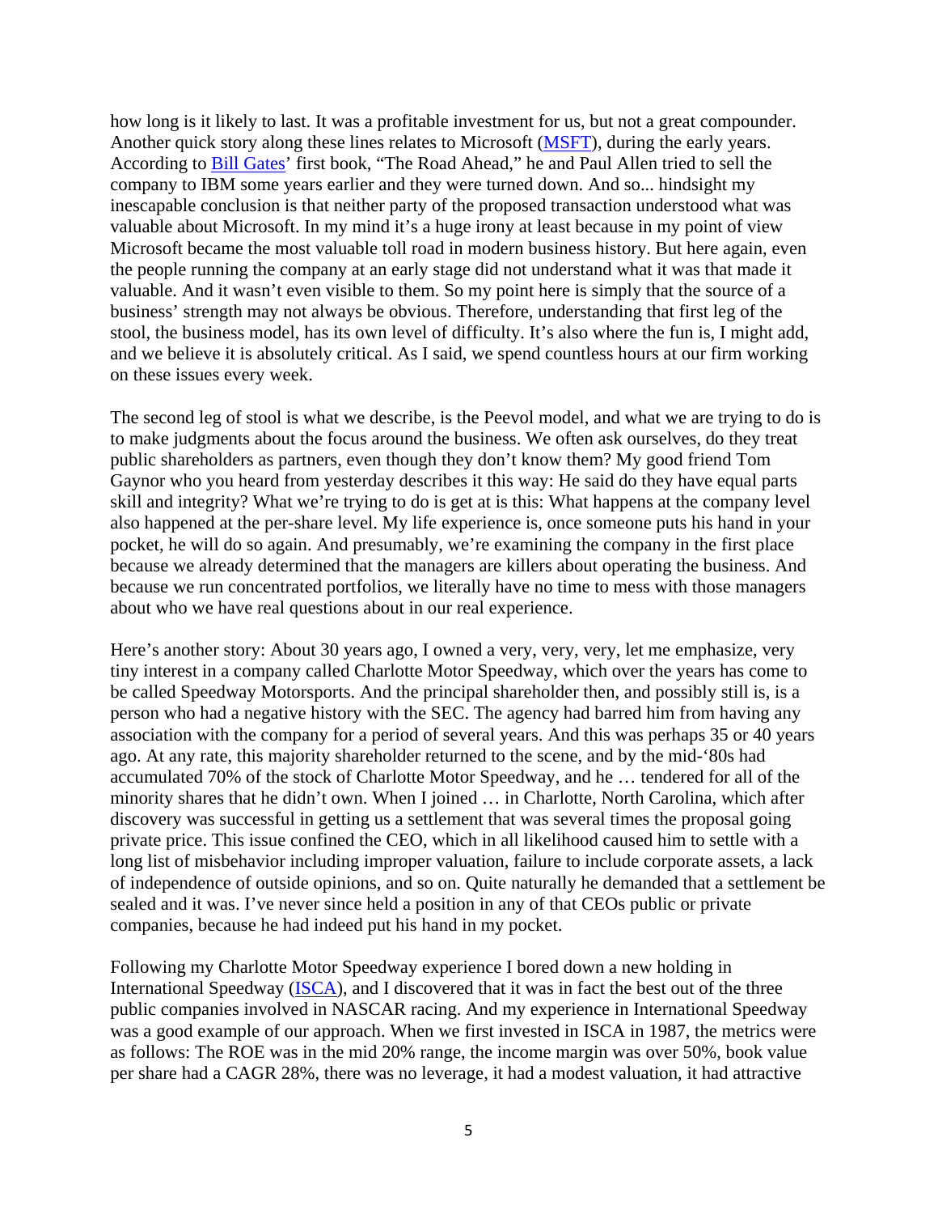how long is it likely to last. It was a profitable investment for us, but not a great compounder. Another quick story along these lines relates to Microsoft (MSFT), during the early years. According to Bill Gates' first book, "The Road Ahead," he and Paul Allen tried to sell the company to IBM some years earlier and they were turned down. And so... hindsight my inescapable conclusion is that neither party of the proposed transaction understood what was valuable about Microsoft. In my mind it's a huge irony at least because in my point of view Microsoft became the most valuable toll road in modern business history. But here again, even the people running the company at an early stage did not understand what it was that made it valuable. And it wasn't even visible to them. So my point here is simply that the source of a business' strength may not always be obvious. Therefore, understanding that first leg of the stool, the business model, has its own level of difficulty. It's also where the fun is, I might add, and we believe it is absolutely critical. As I said, we spend countless hours at our firm working on these issues every week.

The second leg of stool is what we describe, is the Peevol model, and what we are trying to do is to make judgments about the focus around the business. We often ask ourselves, do they treat public shareholders as partners, even though they don't know them? My good friend Tom Gaynor who you heard from yesterday describes it this way: He said do they have equal parts skill and integrity? What we're trying to do is get at is this: What happens at the company level also happened at the per-share level. My life experience is, once someone puts his hand in your pocket, he will do so again. And presumably, we're examining the company in the first place because we already determined that the managers are killers about operating the business. And because we run concentrated portfolios, we literally have no time to mess with those managers about who we have real questions about in our real experience.

Here's another story: About 30 years ago, I owned a very, very, very, let me emphasize, very tiny interest in a company called Charlotte Motor Speedway, which over the years has come to be called Speedway Motorsports. And the principal shareholder then, and possibly still is, is a person who had a negative history with the SEC. The agency had barred him from having any association with the company for a period of several years. And this was perhaps 35 or 40 years ago. At any rate, this majority shareholder returned to the scene, and by the mid-'80s had accumulated 70% of the stock of Charlotte Motor Speedway, and he … tendered for all of the minority shares that he didn't own. When I joined … in Charlotte, North Carolina, which after discovery was successful in getting us a settlement that was several times the proposal going private price. This issue confined the CEO, which in all likelihood caused him to settle with a long list of misbehavior including improper valuation, failure to include corporate assets, a lack of independence of outside opinions, and so on. Quite naturally he demanded that a settlement be sealed and it was. I've never since held a position in any of that CEOs public or private companies, because he had indeed put his hand in my pocket.

Following my Charlotte Motor Speedway experience I bored down a new holding in International Speedway (ISCA), and I discovered that it was in fact the best out of the three public companies involved in NASCAR racing. And my experience in International Speedway was a good example of our approach. When we first invested in ISCA in 1987, the metrics were as follows: The ROE was in the mid 20% range, the income margin was over 50%, book value per share had a CAGR 28%, there was no leverage, it had a modest valuation, it had attractive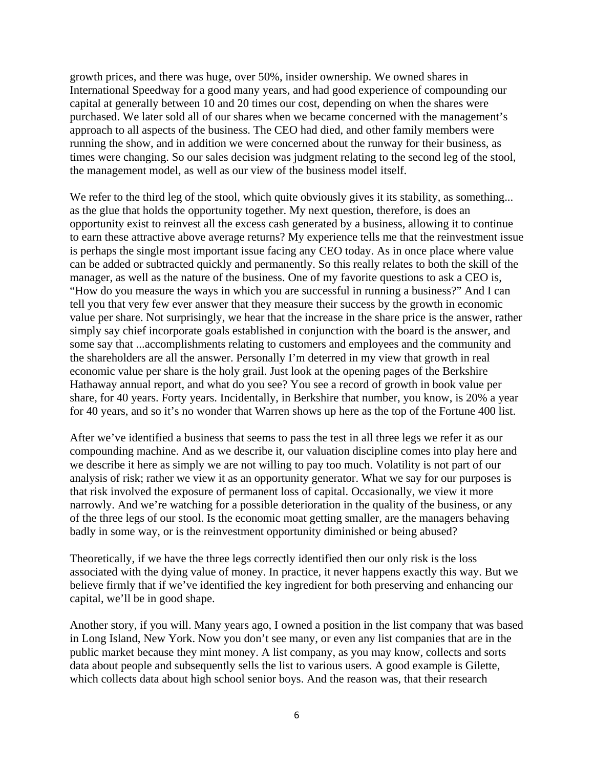growth prices, and there was huge, over 50%, insider ownership. We owned shares in International Speedway for a good many years, and had good experience of compounding our capital at generally between 10 and 20 times our cost, depending on when the shares were purchased. We later sold all of our shares when we became concerned with the management's approach to all aspects of the business. The CEO had died, and other family members were running the show, and in addition we were concerned about the runway for their business, as times were changing. So our sales decision was judgment relating to the second leg of the stool, the management model, as well as our view of the business model itself.

We refer to the third leg of the stool, which quite obviously gives it its stability, as something... as the glue that holds the opportunity together. My next question, therefore, is does an opportunity exist to reinvest all the excess cash generated by a business, allowing it to continue to earn these attractive above average returns? My experience tells me that the reinvestment issue is perhaps the single most important issue facing any CEO today. As in once place where value can be added or subtracted quickly and permanently. So this really relates to both the skill of the manager, as well as the nature of the business. One of my favorite questions to ask a CEO is, "How do you measure the ways in which you are successful in running a business?" And I can tell you that very few ever answer that they measure their success by the growth in economic value per share. Not surprisingly, we hear that the increase in the share price is the answer, rather simply say chief incorporate goals established in conjunction with the board is the answer, and some say that ...accomplishments relating to customers and employees and the community and the shareholders are all the answer. Personally I'm deterred in my view that growth in real economic value per share is the holy grail. Just look at the opening pages of the Berkshire Hathaway annual report, and what do you see? You see a record of growth in book value per share, for 40 years. Forty years. Incidentally, in Berkshire that number, you know, is 20% a year for 40 years, and so it's no wonder that Warren shows up here as the top of the Fortune 400 list.

After we've identified a business that seems to pass the test in all three legs we refer it as our compounding machine. And as we describe it, our valuation discipline comes into play here and we describe it here as simply we are not willing to pay too much. Volatility is not part of our analysis of risk; rather we view it as an opportunity generator. What we say for our purposes is that risk involved the exposure of permanent loss of capital. Occasionally, we view it more narrowly. And we're watching for a possible deterioration in the quality of the business, or any of the three legs of our stool. Is the economic moat getting smaller, are the managers behaving badly in some way, or is the reinvestment opportunity diminished or being abused?

Theoretically, if we have the three legs correctly identified then our only risk is the loss associated with the dying value of money. In practice, it never happens exactly this way. But we believe firmly that if we've identified the key ingredient for both preserving and enhancing our capital, we'll be in good shape.

Another story, if you will. Many years ago, I owned a position in the list company that was based in Long Island, New York. Now you don't see many, or even any list companies that are in the public market because they mint money. A list company, as you may know, collects and sorts data about people and subsequently sells the list to various users. A good example is Gilette, which collects data about high school senior boys. And the reason was, that their research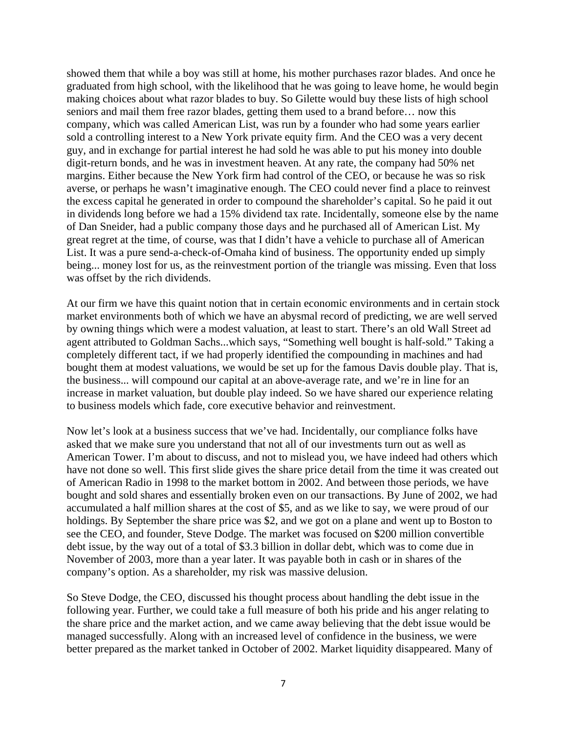showed them that while a boy was still at home, his mother purchases razor blades. And once he graduated from high school, with the likelihood that he was going to leave home, he would begin making choices about what razor blades to buy. So Gilette would buy these lists of high school seniors and mail them free razor blades, getting them used to a brand before… now this company, which was called American List, was run by a founder who had some years earlier sold a controlling interest to a New York private equity firm. And the CEO was a very decent guy, and in exchange for partial interest he had sold he was able to put his money into double digit-return bonds, and he was in investment heaven. At any rate, the company had 50% net margins. Either because the New York firm had control of the CEO, or because he was so risk averse, or perhaps he wasn't imaginative enough. The CEO could never find a place to reinvest the excess capital he generated in order to compound the shareholder's capital. So he paid it out in dividends long before we had a 15% dividend tax rate. Incidentally, someone else by the name of Dan Sneider, had a public company those days and he purchased all of American List. My great regret at the time, of course, was that I didn't have a vehicle to purchase all of American List. It was a pure send-a-check-of-Omaha kind of business. The opportunity ended up simply being... money lost for us, as the reinvestment portion of the triangle was missing. Even that loss was offset by the rich dividends.

At our firm we have this quaint notion that in certain economic environments and in certain stock market environments both of which we have an abysmal record of predicting, we are well served by owning things which were a modest valuation, at least to start. There's an old Wall Street ad agent attributed to Goldman Sachs...which says, "Something well bought is half-sold." Taking a completely different tact, if we had properly identified the compounding in machines and had bought them at modest valuations, we would be set up for the famous Davis double play. That is, the business... will compound our capital at an above-average rate, and we're in line for an increase in market valuation, but double play indeed. So we have shared our experience relating to business models which fade, core executive behavior and reinvestment.

Now let's look at a business success that we've had. Incidentally, our compliance folks have asked that we make sure you understand that not all of our investments turn out as well as American Tower. I'm about to discuss, and not to mislead you, we have indeed had others which have not done so well. This first slide gives the share price detail from the time it was created out of American Radio in 1998 to the market bottom in 2002. And between those periods, we have bought and sold shares and essentially broken even on our transactions. By June of 2002, we had accumulated a half million shares at the cost of $5, and as we like to say, we were proud of our holdings. By September the share price was $2, and we got on a plane and went up to Boston to see the CEO, and founder, Steve Dodge. The market was focused on $200 million convertible debt issue, by the way out of a total of $3.3 billion in dollar debt, which was to come due in November of 2003, more than a year later. It was payable both in cash or in shares of the company's option. As a shareholder, my risk was massive delusion.

So Steve Dodge, the CEO, discussed his thought process about handling the debt issue in the following year. Further, we could take a full measure of both his pride and his anger relating to the share price and the market action, and we came away believing that the debt issue would be managed successfully. Along with an increased level of confidence in the business, we were better prepared as the market tanked in October of 2002. Market liquidity disappeared. Many of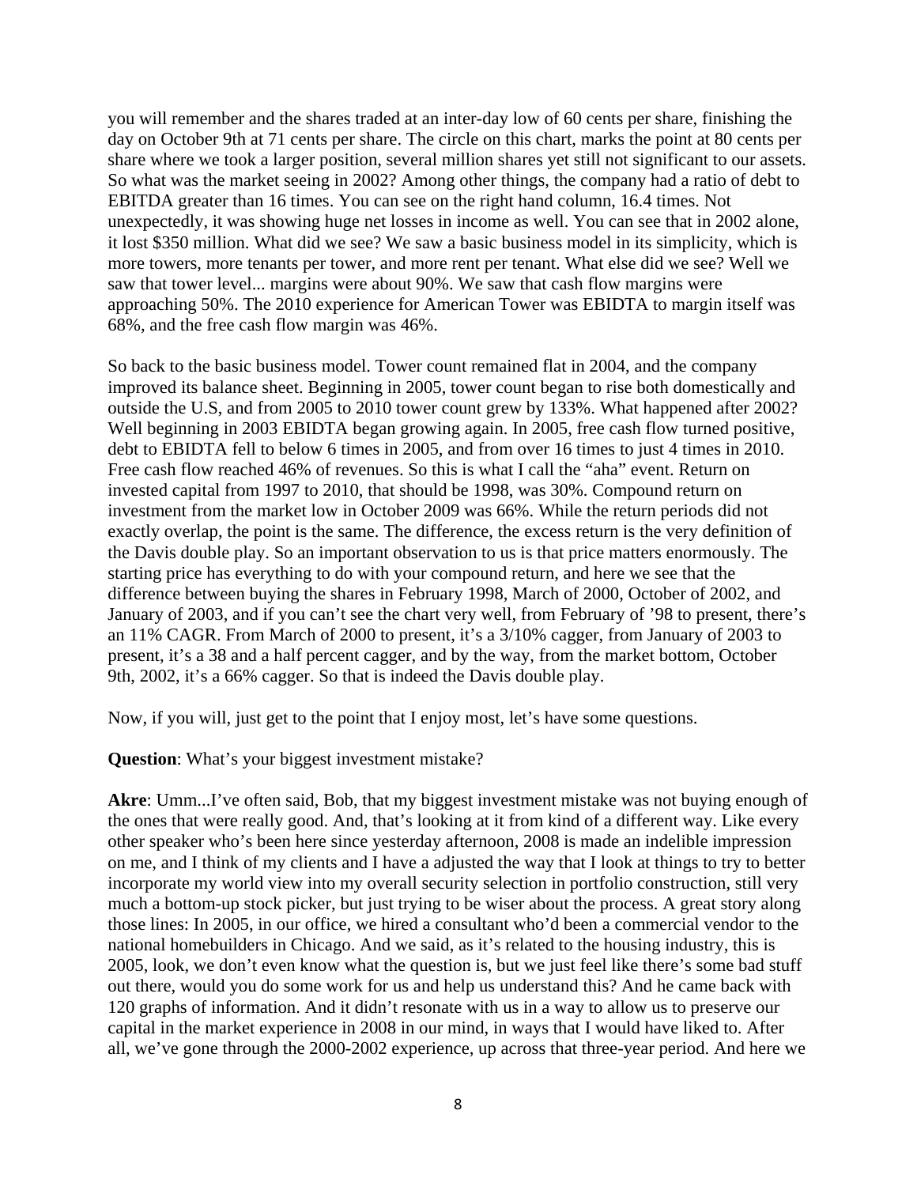you will remember and the shares traded at an inter-day low of 60 cents per share, finishing the day on October 9th at 71 cents per share. The circle on this chart, marks the point at 80 cents per share where we took a larger position, several million shares yet still not significant to our assets. So what was the market seeing in 2002? Among other things, the company had a ratio of debt to EBITDA greater than 16 times. You can see on the right hand column, 16.4 times. Not unexpectedly, it was showing huge net losses in income as well. You can see that in 2002 alone, it lost $350 million. What did we see? We saw a basic business model in its simplicity, which is more towers, more tenants per tower, and more rent per tenant. What else did we see? Well we saw that tower level... margins were about 90%. We saw that cash flow margins were approaching 50%. The 2010 experience for American Tower was EBIDTA to margin itself was 68%, and the free cash flow margin was 46%.

So back to the basic business model. Tower count remained flat in 2004, and the company improved its balance sheet. Beginning in 2005, tower count began to rise both domestically and outside the U.S, and from 2005 to 2010 tower count grew by 133%. What happened after 2002? Well beginning in 2003 EBIDTA began growing again. In 2005, free cash flow turned positive, debt to EBIDTA fell to below 6 times in 2005, and from over 16 times to just 4 times in 2010. Free cash flow reached 46% of revenues. So this is what I call the "aha" event. Return on invested capital from 1997 to 2010, that should be 1998, was 30%. Compound return on investment from the market low in October 2009 was 66%. While the return periods did not exactly overlap, the point is the same. The difference, the excess return is the very definition of the Davis double play. So an important observation to us is that price matters enormously. The starting price has everything to do with your compound return, and here we see that the difference between buying the shares in February 1998, March of 2000, October of 2002, and January of 2003, and if you can't see the chart very well, from February of '98 to present, there's an 11% CAGR. From March of 2000 to present, it's a 3/10% cagger, from January of 2003 to present, it's a 38 and a half percent cagger, and by the way, from the market bottom, October 9th, 2002, it's a 66% cagger. So that is indeed the Davis double play.

Now, if you will, just get to the point that I enjoy most, let's have some questions.

**Question**: What's your biggest investment mistake?

**Akre**: Umm...I've often said, Bob, that my biggest investment mistake was not buying enough of the ones that were really good. And, that's looking at it from kind of a different way. Like every other speaker who's been here since yesterday afternoon, 2008 is made an indelible impression on me, and I think of my clients and I have a adjusted the way that I look at things to try to better incorporate my world view into my overall security selection in portfolio construction, still very much a bottom-up stock picker, but just trying to be wiser about the process. A great story along those lines: In 2005, in our office, we hired a consultant who'd been a commercial vendor to the national homebuilders in Chicago. And we said, as it's related to the housing industry, this is 2005, look, we don't even know what the question is, but we just feel like there's some bad stuff out there, would you do some work for us and help us understand this? And he came back with 120 graphs of information. And it didn't resonate with us in a way to allow us to preserve our capital in the market experience in 2008 in our mind, in ways that I would have liked to. After all, we've gone through the 2000-2002 experience, up across that three-year period. And here we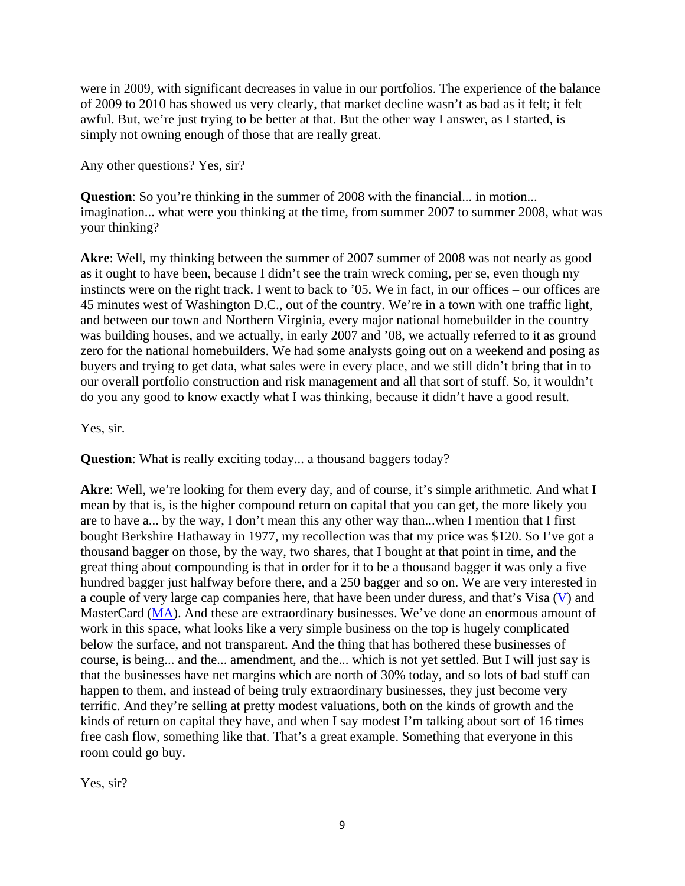were in 2009, with significant decreases in value in our portfolios. The experience of the balance of 2009 to 2010 has showed us very clearly, that market decline wasn't as bad as it felt; it felt awful. But, we're just trying to be better at that. But the other way I answer, as I started, is simply not owning enough of those that are really great.

Any other questions? Yes, sir?

**Question**: So you're thinking in the summer of 2008 with the financial... in motion... imagination... what were you thinking at the time, from summer 2007 to summer 2008, what was your thinking?

**Akre**: Well, my thinking between the summer of 2007 summer of 2008 was not nearly as good as it ought to have been, because I didn't see the train wreck coming, per se, even though my instincts were on the right track. I went to back to '05. We in fact, in our offices – our offices are 45 minutes west of Washington D.C., out of the country. We're in a town with one traffic light, and between our town and Northern Virginia, every major national homebuilder in the country was building houses, and we actually, in early 2007 and '08, we actually referred to it as ground zero for the national homebuilders. We had some analysts going out on a weekend and posing as buyers and trying to get data, what sales were in every place, and we still didn't bring that in to our overall portfolio construction and risk management and all that sort of stuff. So, it wouldn't do you any good to know exactly what I was thinking, because it didn't have a good result.

Yes, sir.

**Question**: What is really exciting today... a thousand baggers today?

**Akre**: Well, we're looking for them every day, and of course, it's simple arithmetic. And what I mean by that is, is the higher compound return on capital that you can get, the more likely you are to have a... by the way, I don't mean this any other way than...when I mention that I first bought Berkshire Hathaway in 1977, my recollection was that my price was $120. So I've got a thousand bagger on those, by the way, two shares, that I bought at that point in time, and the great thing about compounding is that in order for it to be a thousand bagger it was only a five hundred bagger just halfway before there, and a 250 bagger and so on. We are very interested in a couple of very large cap companies here, that have been under duress, and that's Visa (V) and MasterCard (MA). And these are extraordinary businesses. We've done an enormous amount of work in this space, what looks like a very simple business on the top is hugely complicated below the surface, and not transparent. And the thing that has bothered these businesses of course, is being... and the... amendment, and the... which is not yet settled. But I will just say is that the businesses have net margins which are north of 30% today, and so lots of bad stuff can happen to them, and instead of being truly extraordinary businesses, they just become very terrific. And they're selling at pretty modest valuations, both on the kinds of growth and the kinds of return on capital they have, and when I say modest I'm talking about sort of 16 times free cash flow, something like that. That's a great example. Something that everyone in this room could go buy.

Yes, sir?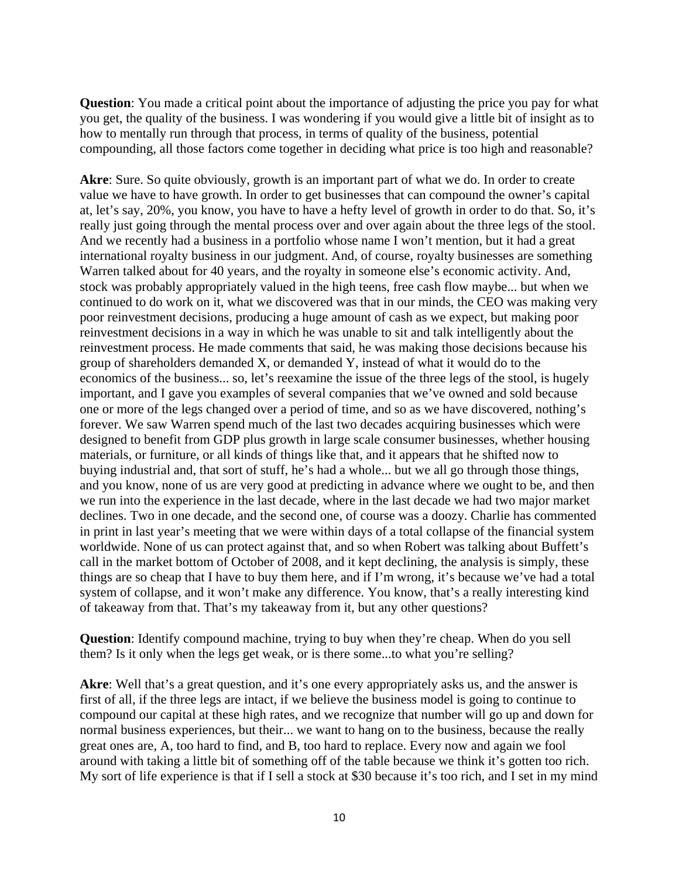**Question**: You made a critical point about the importance of adjusting the price you pay for what you get, the quality of the business. I was wondering if you would give a little bit of insight as to how to mentally run through that process, in terms of quality of the business, potential compounding, all those factors come together in deciding what price is too high and reasonable?

**Akre**: Sure. So quite obviously, growth is an important part of what we do. In order to create value we have to have growth. In order to get businesses that can compound the owner's capital at, let's say, 20%, you know, you have to have a hefty level of growth in order to do that. So, it's really just going through the mental process over and over again about the three legs of the stool. And we recently had a business in a portfolio whose name I won't mention, but it had a great international royalty business in our judgment. And, of course, royalty businesses are something Warren talked about for 40 years, and the royalty in someone else's economic activity. And, stock was probably appropriately valued in the high teens, free cash flow maybe... but when we continued to do work on it, what we discovered was that in our minds, the CEO was making very poor reinvestment decisions, producing a huge amount of cash as we expect, but making poor reinvestment decisions in a way in which he was unable to sit and talk intelligently about the reinvestment process. He made comments that said, he was making those decisions because his group of shareholders demanded X, or demanded Y, instead of what it would do to the economics of the business... so, let's reexamine the issue of the three legs of the stool, is hugely important, and I gave you examples of several companies that we've owned and sold because one or more of the legs changed over a period of time, and so as we have discovered, nothing's forever. We saw Warren spend much of the last two decades acquiring businesses which were designed to benefit from GDP plus growth in large scale consumer businesses, whether housing materials, or furniture, or all kinds of things like that, and it appears that he shifted now to buying industrial and, that sort of stuff, he's had a whole... but we all go through those things, and you know, none of us are very good at predicting in advance where we ought to be, and then we run into the experience in the last decade, where in the last decade we had two major market declines. Two in one decade, and the second one, of course was a doozy. Charlie has commented in print in last year's meeting that we were within days of a total collapse of the financial system worldwide. None of us can protect against that, and so when Robert was talking about Buffett's call in the market bottom of October of 2008, and it kept declining, the analysis is simply, these things are so cheap that I have to buy them here, and if I'm wrong, it's because we've had a total system of collapse, and it won't make any difference. You know, that's a really interesting kind of takeaway from that. That's my takeaway from it, but any other questions?

**Question**: Identify compound machine, trying to buy when they're cheap. When do you sell them? Is it only when the legs get weak, or is there some...to what you're selling?

**Akre**: Well that's a great question, and it's one every appropriately asks us, and the answer is first of all, if the three legs are intact, if we believe the business model is going to continue to compound our capital at these high rates, and we recognize that number will go up and down for normal business experiences, but their... we want to hang on to the business, because the really great ones are, A, too hard to find, and B, too hard to replace. Every now and again we fool around with taking a little bit of something off of the table because we think it's gotten too rich. My sort of life experience is that if I sell a stock at $30 because it's too rich, and I set in my mind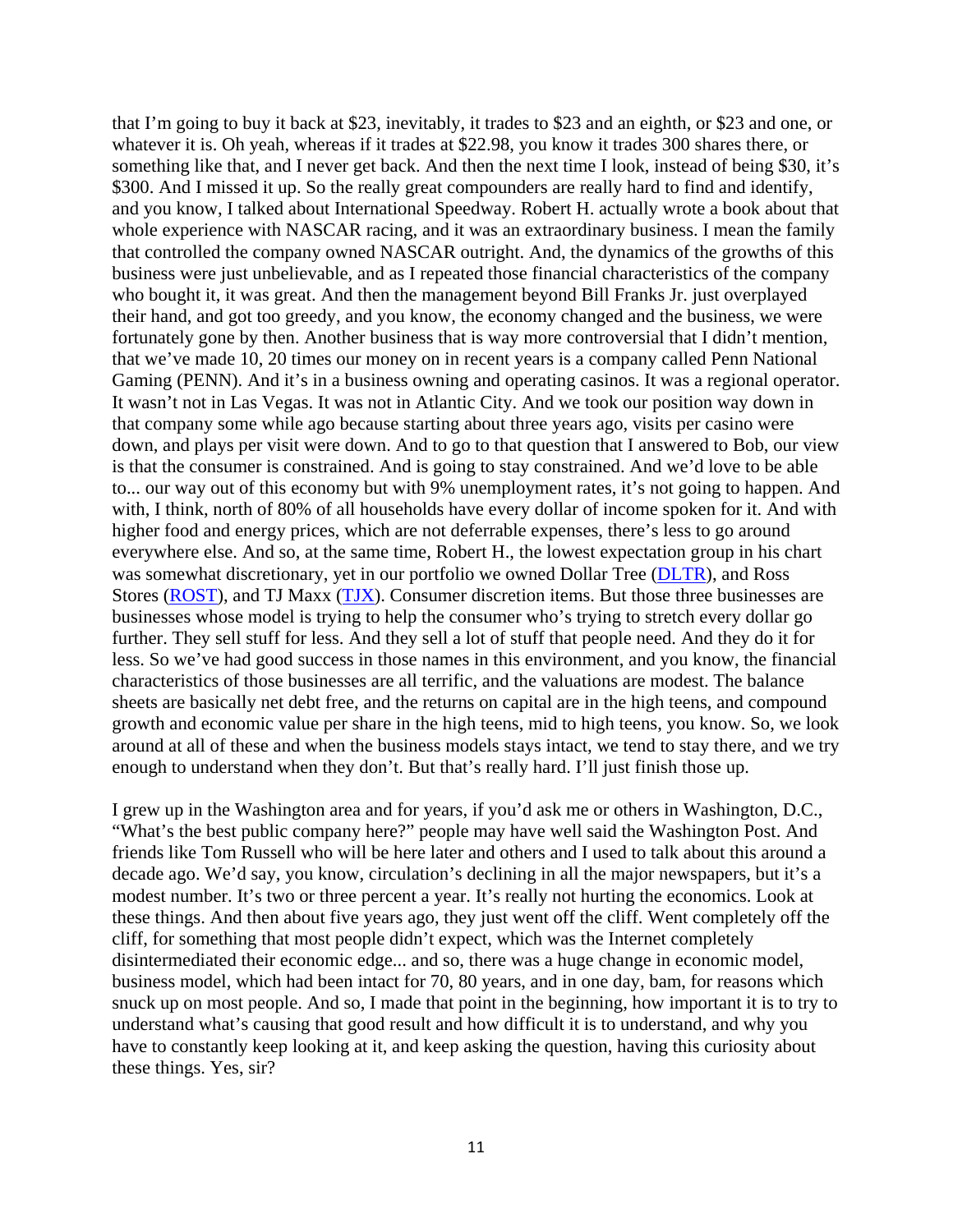that I'm going to buy it back at $23, inevitably, it trades to $23 and an eighth, or $23 and one, or whatever it is. Oh yeah, whereas if it trades at $22.98, you know it trades 300 shares there, or something like that, and I never get back. And then the next time I look, instead of being $30, it's $300. And I missed it up. So the really great compounders are really hard to find and identify, and you know, I talked about International Speedway. Robert H. actually wrote a book about that whole experience with NASCAR racing, and it was an extraordinary business. I mean the family that controlled the company owned NASCAR outright. And, the dynamics of the growths of this business were just unbelievable, and as I repeated those financial characteristics of the company who bought it, it was great. And then the management beyond Bill Franks Jr. just overplayed their hand, and got too greedy, and you know, the economy changed and the business, we were fortunately gone by then. Another business that is way more controversial that I didn't mention, that we've made 10, 20 times our money on in recent years is a company called Penn National Gaming (PENN). And it's in a business owning and operating casinos. It was a regional operator. It wasn't not in Las Vegas. It was not in Atlantic City. And we took our position way down in that company some while ago because starting about three years ago, visits per casino were down, and plays per visit were down. And to go to that question that I answered to Bob, our view is that the consumer is constrained. And is going to stay constrained. And we'd love to be able to... our way out of this economy but with 9% unemployment rates, it's not going to happen. And with, I think, north of 80% of all households have every dollar of income spoken for it. And with higher food and energy prices, which are not deferrable expenses, there's less to go around everywhere else. And so, at the same time, Robert H., the lowest expectation group in his chart was somewhat discretionary, yet in our portfolio we owned Dollar Tree (DLTR), and Ross Stores (ROST), and TJ Maxx (TJX). Consumer discretion items. But those three businesses are businesses whose model is trying to help the consumer who's trying to stretch every dollar go further. They sell stuff for less. And they sell a lot of stuff that people need. And they do it for less. So we've had good success in those names in this environment, and you know, the financial characteristics of those businesses are all terrific, and the valuations are modest. The balance sheets are basically net debt free, and the returns on capital are in the high teens, and compound growth and economic value per share in the high teens, mid to high teens, you know. So, we look around at all of these and when the business models stays intact, we tend to stay there, and we try enough to understand when they don't. But that's really hard. I'll just finish those up.

I grew up in the Washington area and for years, if you'd ask me or others in Washington, D.C., "What's the best public company here?" people may have well said the Washington Post. And friends like Tom Russell who will be here later and others and I used to talk about this around a decade ago. We'd say, you know, circulation's declining in all the major newspapers, but it's a modest number. It's two or three percent a year. It's really not hurting the economics. Look at these things. And then about five years ago, they just went off the cliff. Went completely off the cliff, for something that most people didn't expect, which was the Internet completely disintermediated their economic edge... and so, there was a huge change in economic model, business model, which had been intact for 70, 80 years, and in one day, bam, for reasons which snuck up on most people. And so, I made that point in the beginning, how important it is to try to understand what's causing that good result and how difficult it is to understand, and why you have to constantly keep looking at it, and keep asking the question, having this curiosity about these things. Yes, sir?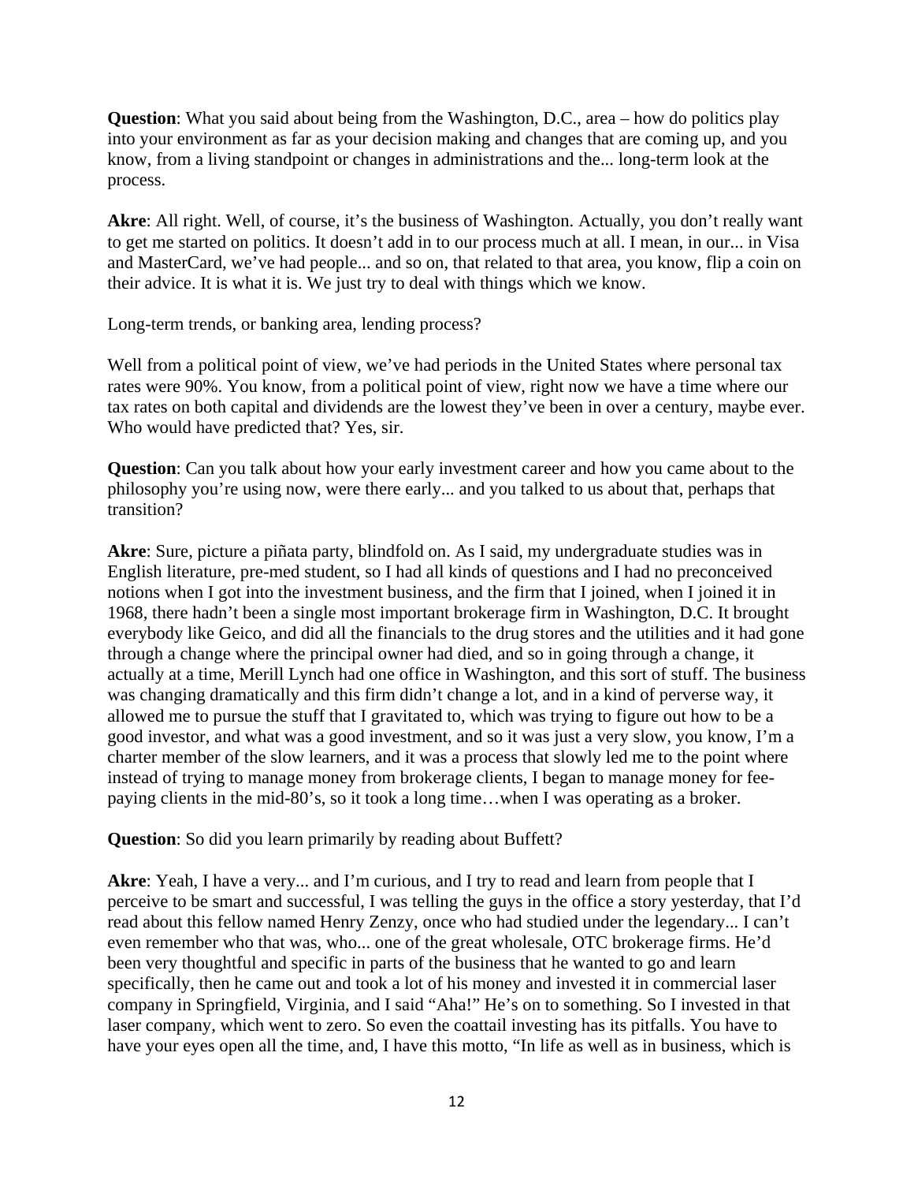**Question**: What you said about being from the Washington, D.C., area – how do politics play into your environment as far as your decision making and changes that are coming up, and you know, from a living standpoint or changes in administrations and the... long-term look at the process.

**Akre**: All right. Well, of course, it's the business of Washington. Actually, you don't really want to get me started on politics. It doesn't add in to our process much at all. I mean, in our... in Visa and MasterCard, we've had people... and so on, that related to that area, you know, flip a coin on their advice. It is what it is. We just try to deal with things which we know.

Long-term trends, or banking area, lending process?

Well from a political point of view, we've had periods in the United States where personal tax rates were 90%. You know, from a political point of view, right now we have a time where our tax rates on both capital and dividends are the lowest they've been in over a century, maybe ever. Who would have predicted that? Yes, sir.

**Question**: Can you talk about how your early investment career and how you came about to the philosophy you're using now, were there early... and you talked to us about that, perhaps that transition?

**Akre**: Sure, picture a piñata party, blindfold on. As I said, my undergraduate studies was in English literature, pre-med student, so I had all kinds of questions and I had no preconceived notions when I got into the investment business, and the firm that I joined, when I joined it in 1968, there hadn't been a single most important brokerage firm in Washington, D.C. It brought everybody like Geico, and did all the financials to the drug stores and the utilities and it had gone through a change where the principal owner had died, and so in going through a change, it actually at a time, Merill Lynch had one office in Washington, and this sort of stuff. The business was changing dramatically and this firm didn't change a lot, and in a kind of perverse way, it allowed me to pursue the stuff that I gravitated to, which was trying to figure out how to be a good investor, and what was a good investment, and so it was just a very slow, you know, I'm a charter member of the slow learners, and it was a process that slowly led me to the point where instead of trying to manage money from brokerage clients, I began to manage money for fee-paying clients in the mid-80's, so it took a long time…when I was operating as a broker.

**Question**: So did you learn primarily by reading about Buffett?

**Akre**: Yeah, I have a very... and I'm curious, and I try to read and learn from people that I perceive to be smart and successful, I was telling the guys in the office a story yesterday, that I'd read about this fellow named Henry Zenzy, once who had studied under the legendary... I can't even remember who that was, who... one of the great wholesale, OTC brokerage firms. He'd been very thoughtful and specific in parts of the business that he wanted to go and learn specifically, then he came out and took a lot of his money and invested it in commercial laser company in Springfield, Virginia, and I said "Aha!" He's on to something. So I invested in that laser company, which went to zero. So even the coattail investing has its pitfalls. You have to have your eyes open all the time, and, I have this motto, "In life as well as in business, which is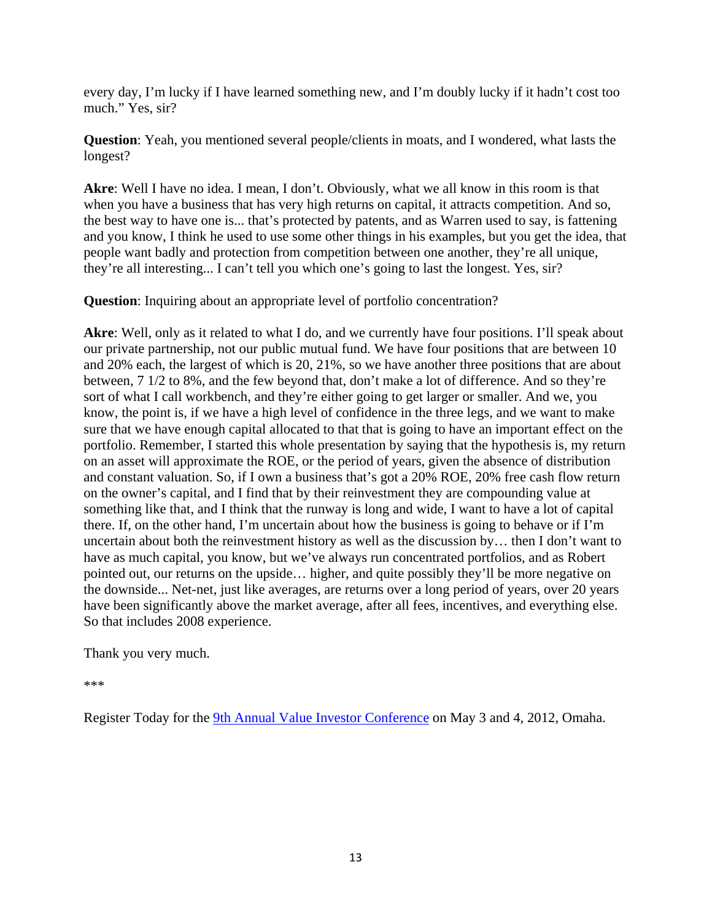every day, I'm lucky if I have learned something new, and I'm doubly lucky if it hadn't cost too much." Yes, sir?

**Question**: Yeah, you mentioned several people/clients in moats, and I wondered, what lasts the longest?

**Akre**: Well I have no idea. I mean, I don't. Obviously, what we all know in this room is that when you have a business that has very high returns on capital, it attracts competition. And so, the best way to have one is... that's protected by patents, and as Warren used to say, is fattening and you know, I think he used to use some other things in his examples, but you get the idea, that people want badly and protection from competition between one another, they're all unique, they're all interesting... I can't tell you which one's going to last the longest. Yes, sir?

**Question**: Inquiring about an appropriate level of portfolio concentration?

**Akre**: Well, only as it related to what I do, and we currently have four positions. I'll speak about our private partnership, not our public mutual fund. We have four positions that are between 10 and 20% each, the largest of which is 20, 21%, so we have another three positions that are about between, 7 1/2 to 8%, and the few beyond that, don't make a lot of difference. And so they're sort of what I call workbench, and they're either going to get larger or smaller. And we, you know, the point is, if we have a high level of confidence in the three legs, and we want to make sure that we have enough capital allocated to that that is going to have an important effect on the portfolio. Remember, I started this whole presentation by saying that the hypothesis is, my return on an asset will approximate the ROE, or the period of years, given the absence of distribution and constant valuation. So, if I own a business that's got a 20% ROE, 20% free cash flow return on the owner's capital, and I find that by their reinvestment they are compounding value at something like that, and I think that the runway is long and wide, I want to have a lot of capital there. If, on the other hand, I'm uncertain about how the business is going to behave or if I'm uncertain about both the reinvestment history as well as the discussion by… then I don't want to have as much capital, you know, but we've always run concentrated portfolios, and as Robert pointed out, our returns on the upside… higher, and quite possibly they'll be more negative on the downside... Net-net, just like averages, are returns over a long period of years, over 20 years have been significantly above the market average, after all fees, incentives, and everything else. So that includes 2008 experience.

Thank you very much.

***

Register Today for the [9th Annual Value Investor Conference] on May 3 and 4, 2012, Omaha.